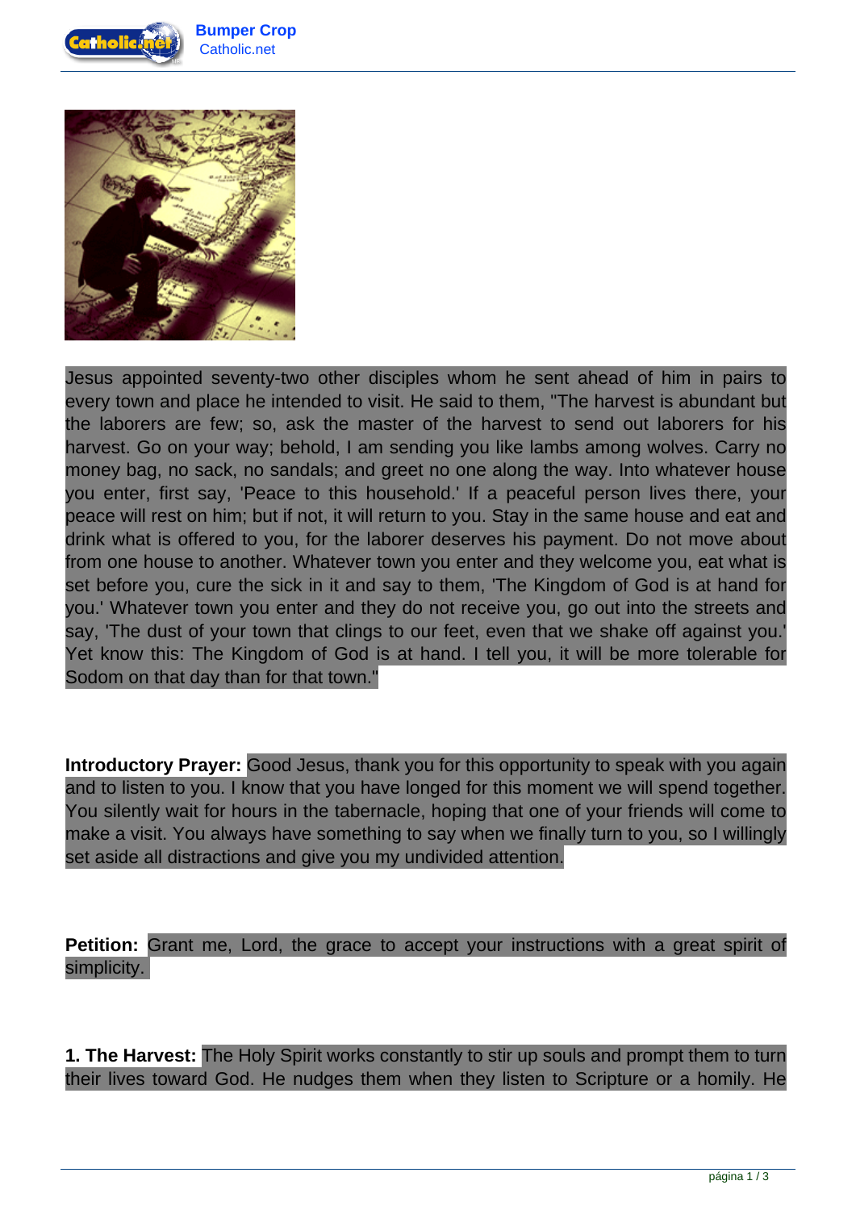Jesus appointed seventy-two other disciples whom he sent ahead of him in pairs to every town and place he intended to visit. He said to them, "The harvest is abundant but the laborers are few; so, ask the master of the harvest to send out laborers for his harvest. Go on your way; behold, I am sending you like lambs among wolves. Carry no money bag, no sack, no sandals; and greet no one along the way. Into whatever house you enter, first say, 'Peace to this household.' If a peaceful person lives there, your peace will rest on him; but if not, it will return to you. Stay in the same house and eat and drink what is offered to you, for the laborer deserves his payment. Do not move about from one house to another. Whatever town you enter and they welcome you, eat what is set before you, cure the sick in it and say to them, 'The Kingdom of God is at hand for you.' Whatever town you enter and they do not receive you, go out into the streets and say, 'The dust of your town that clings to our feet, even that we shake off against you.' Yet know this: The Kingdom of God is at hand. I tell you, it will be more tolerable for Sodom on that day than for that town."

**Introductory Prayer:** Good Jesus, thank you for this opportunity to speak with you again and to listen to you. I know that you have longed for this moment we will spend together. You silently wait for hours in the tabernacle, hoping that one of your friends will come to make a visit. You always have something to say when we finally turn to you, so I willingly set aside all distractions and give you my undivided attention.

**Petition:** Grant me, Lord, the grace to accept your instructions with a great spirit of simplicity.

**1. The Harvest:** The Holy Spirit works constantly to stir up souls and prompt them to turn their lives toward God. He nudges them when they listen to Scripture or a homily. He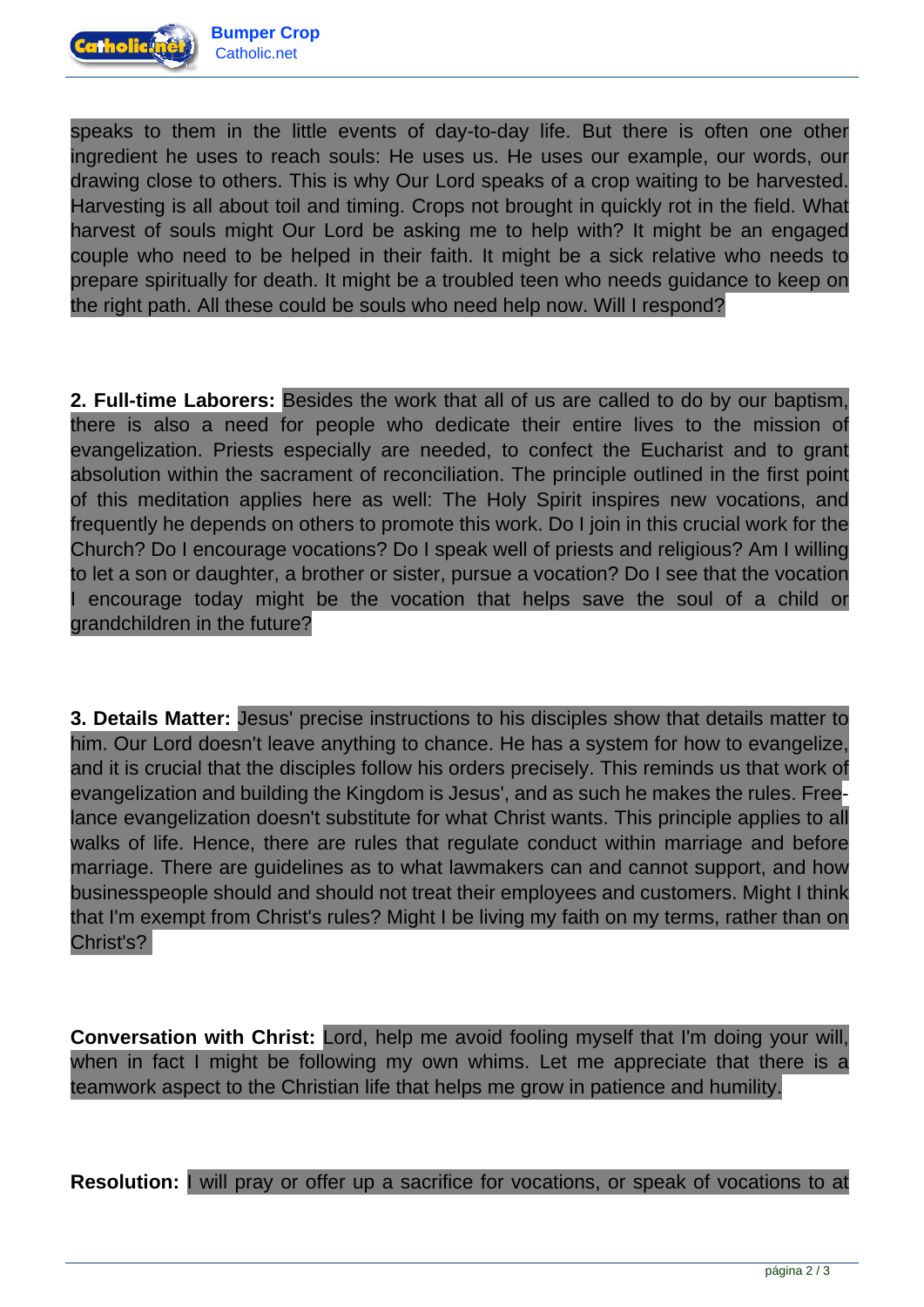speaks to them in the little events of day-to-day life. But there is often one other ingredient he uses to reach souls: He uses us. He uses our example, our words, our drawing close to others. This is why Our Lord speaks of a crop waiting to be harvested. Harvesting is all about toil and timing. Crops not brought in quickly rot in the field. What harvest of souls might Our Lord be asking me to help with? It might be an engaged couple who need to be helped in their faith. It might be a sick relative who needs to prepare spiritually for death. It might be a troubled teen who needs guidance to keep on the right path. All these could be souls who need help now. Will I respond?

**2. Full-time Laborers:** Besides the work that all of us are called to do by our baptism, there is also a need for people who dedicate their entire lives to the mission of evangelization. Priests especially are needed, to confect the Eucharist and to grant absolution within the sacrament of reconciliation. The principle outlined in the first point of this meditation applies here as well: The Holy Spirit inspires new vocations, and frequently he depends on others to promote this work. Do I join in this crucial work for the Church? Do I encourage vocations? Do I speak well of priests and religious? Am I willing to let a son or daughter, a brother or sister, pursue a vocation? Do I see that the vocation I encourage today might be the vocation that helps save the soul of a child or grandchildren in the future?

**3. Details Matter:** Jesus' precise instructions to his disciples show that details matter to him. Our Lord doesn't leave anything to chance. He has a system for how to evangelize, and it is crucial that the disciples follow his orders precisely. This reminds us that work of evangelization and building the Kingdom is Jesus', and as such he makes the rules. Free-lance evangelization doesn't substitute for what Christ wants. This principle applies to all walks of life. Hence, there are rules that regulate conduct within marriage and before marriage. There are guidelines as to what lawmakers can and cannot support, and how businesspeople should and should not treat their employees and customers. Might I think that I'm exempt from Christ's rules? Might I be living my faith on my terms, rather than on Christ's?

**Conversation with Christ:** Lord, help me avoid fooling myself that I'm doing your will, when in fact I might be following my own whims. Let me appreciate that there is a teamwork aspect to the Christian life that helps me grow in patience and humility.

**Resolution:** I will pray or offer up a sacrifice for vocations, or speak of vocations to at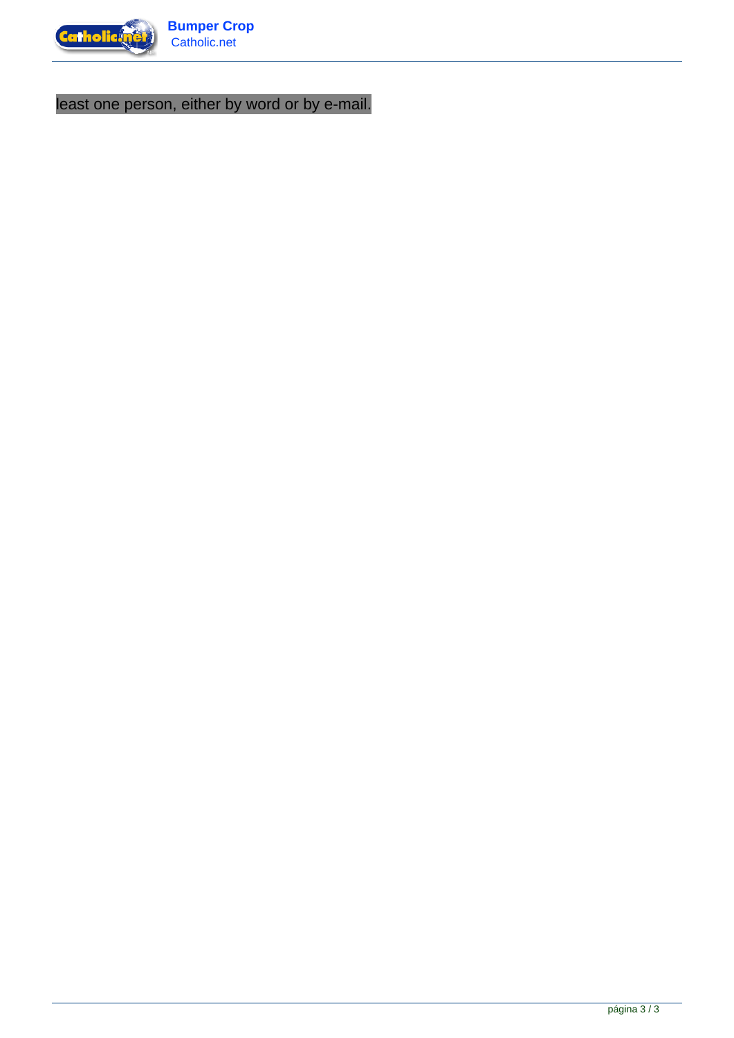least one person, either by word or by e-mail.